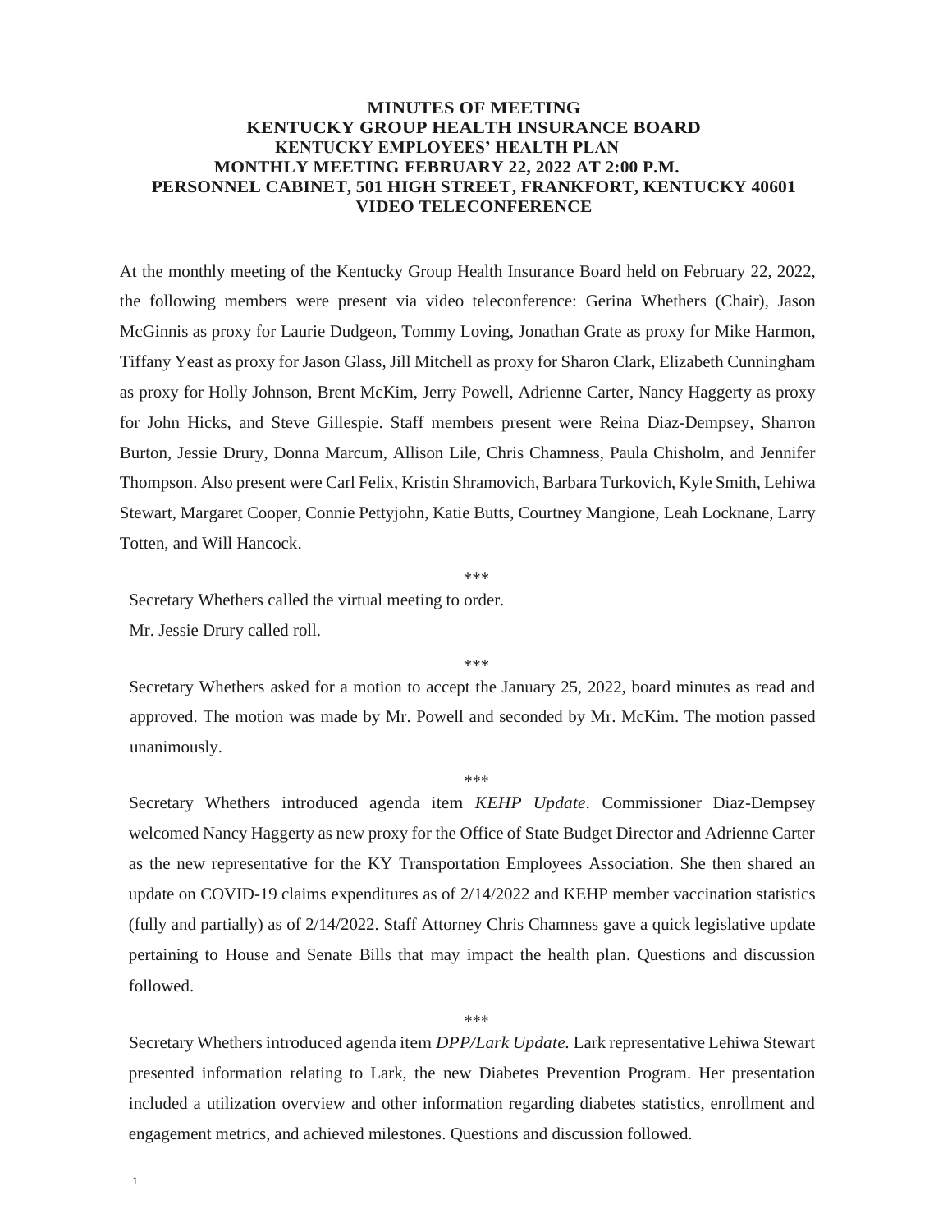# MINUTES OF MEETING
## KENTUCKY GROUP HEALTH INSURANCE BOARD
## KENTUCKY EMPLOYEES' HEALTH PLAN
## MONTHLY MEETING FEBRUARY 22, 2022 AT 2:00 P.M.
## PERSONNEL CABINET, 501 HIGH STREET, FRANKFORT, KENTUCKY 40601
## VIDEO TELECONFERENCE

At the monthly meeting of the Kentucky Group Health Insurance Board held on February 22, 2022, the following members were present via video teleconference: Gerina Whethers (Chair), Jason McGinnis as proxy for Laurie Dudgeon, Tommy Loving, Jonathan Grate as proxy for Mike Harmon, Tiffany Yeast as proxy for Jason Glass, Jill Mitchell as proxy for Sharon Clark, Elizabeth Cunningham as proxy for Holly Johnson, Brent McKim, Jerry Powell, Adrienne Carter, Nancy Haggerty as proxy for John Hicks, and Steve Gillespie. Staff members present were Reina Diaz-Dempsey, Sharron Burton, Jessie Drury, Donna Marcum, Allison Lile, Chris Chamness, Paula Chisholm, and Jennifer Thompson. Also present were Carl Felix, Kristin Shramovich, Barbara Turkovich, Kyle Smith, Lehiwa Stewart, Margaret Cooper, Connie Pettyjohn, Katie Butts, Courtney Mangione, Leah Locknane, Larry Totten, and Will Hancock.

***

Secretary Whethers called the virtual meeting to order.

Mr. Jessie Drury called roll.

***

Secretary Whethers asked for a motion to accept the January 25, 2022, board minutes as read and approved. The motion was made by Mr. Powell and seconded by Mr. McKim. The motion passed unanimously.

***

Secretary Whethers introduced agenda item *KEHP Update*. Commissioner Diaz-Dempsey welcomed Nancy Haggerty as new proxy for the Office of State Budget Director and Adrienne Carter as the new representative for the KY Transportation Employees Association. She then shared an update on COVID-19 claims expenditures as of 2/14/2022 and KEHP member vaccination statistics (fully and partially) as of 2/14/2022. Staff Attorney Chris Chamness gave a quick legislative update pertaining to House and Senate Bills that may impact the health plan. Questions and discussion followed.

***

Secretary Whethers introduced agenda item *DPP/Lark Update.* Lark representative Lehiwa Stewart presented information relating to Lark, the new Diabetes Prevention Program. Her presentation included a utilization overview and other information regarding diabetes statistics, enrollment and engagement metrics, and achieved milestones. Questions and discussion followed.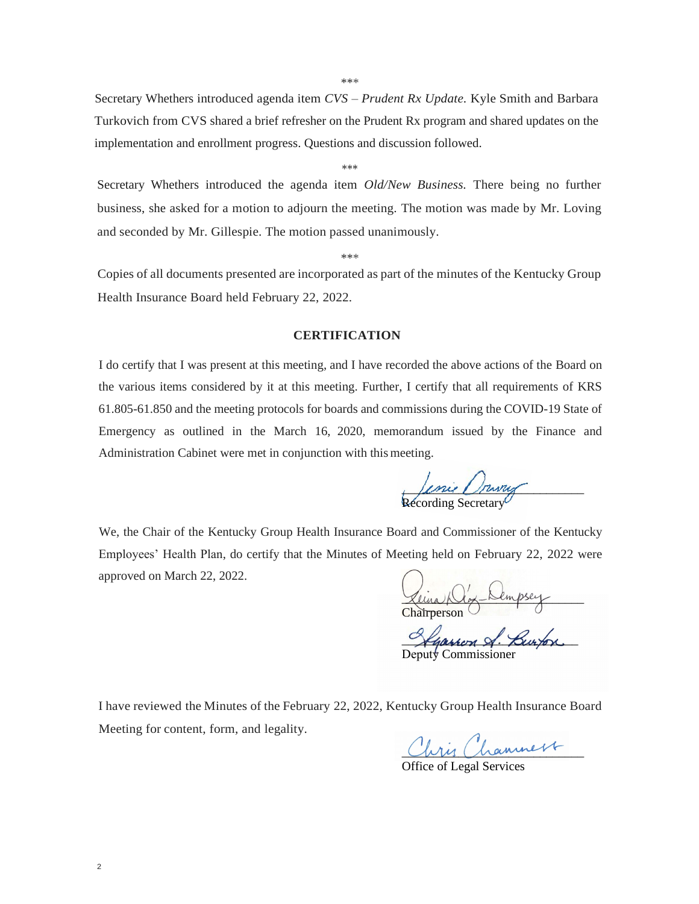***

Secretary Whethers introduced agenda item *CVS – Prudent Rx Update*. Kyle Smith and Barbara Turkovich from CVS shared a brief refresher on the Prudent Rx program and shared updates on the implementation and enrollment progress. Questions and discussion followed.

***

Secretary Whethers introduced the agenda item *Old/New Business*. There being no further business, she asked for a motion to adjourn the meeting. The motion was made by Mr. Loving and seconded by Mr. Gillespie. The motion passed unanimously.

***

Copies of all documents presented are incorporated as part of the minutes of the Kentucky Group Health Insurance Board held February 22, 2022.

**CERTIFICATION**

I do certify that I was present at this meeting, and I have recorded the above actions of the Board on the various items considered by it at this meeting. Further, I certify that all requirements of KRS 61.805-61.850 and the meeting protocols for boards and commissions during the COVID-19 State of Emergency as outlined in the March 16, 2020, memorandum issued by the Finance and Administration Cabinet were met in conjunction with this meeting.

Jessie Dewey
Recording Secretary

We, the Chair of the Kentucky Group Health Insurance Board and Commissioner of the Kentucky Employees' Health Plan, do certify that the Minutes of Meeting held on February 22, 2022 were approved on March 22, 2022.

Reina Diaz-Dempsey
Chairperson

Garrison A. Burton
Deputy Commissioner

I have reviewed the Minutes of the February 22, 2022, Kentucky Group Health Insurance Board Meeting for content, form, and legality.

Chris Chamness
Office of Legal Services